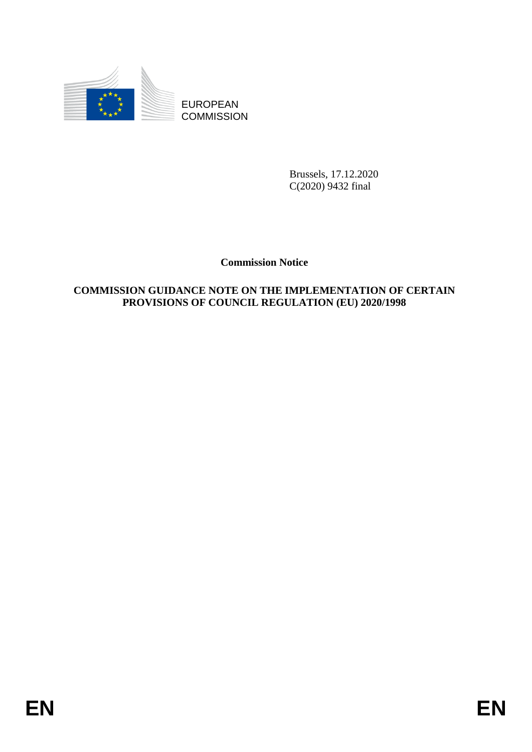EUROPEAN COMMISSION

Brussels, 17.12.2020
C(2020) 9432 final

**Commission Notice**

# COMMISSION GUIDANCE NOTE ON THE IMPLEMENTATION OF CERTAIN PROVISIONS OF COUNCIL REGULATION (EU) 2020/1998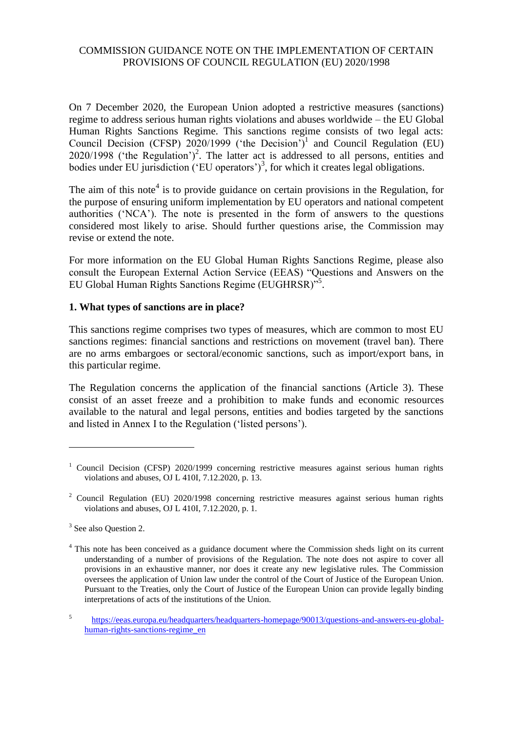COMMISSION GUIDANCE NOTE ON THE IMPLEMENTATION OF CERTAIN PROVISIONS OF COUNCIL REGULATION (EU) 2020/1998

On 7 December 2020, the European Union adopted a restrictive measures (sanctions) regime to address serious human rights violations and abuses worldwide – the EU Global Human Rights Sanctions Regime. This sanctions regime consists of two legal acts: Council Decision (CFSP) 2020/1999 ('the Decision')[1] and Council Regulation (EU) 2020/1998 ('the Regulation')[2]. The latter act is addressed to all persons, entities and bodies under EU jurisdiction ('EU operators')[3], for which it creates legal obligations.

The aim of this note[4] is to provide guidance on certain provisions in the Regulation, for the purpose of ensuring uniform implementation by EU operators and national competent authorities ('NCA'). The note is presented in the form of answers to the questions considered most likely to arise. Should further questions arise, the Commission may revise or extend the note.

For more information on the EU Global Human Rights Sanctions Regime, please also consult the European External Action Service (EEAS) "Questions and Answers on the EU Global Human Rights Sanctions Regime (EUGHRSR)"[5].

## 1. What types of sanctions are in place?

This sanctions regime comprises two types of measures, which are common to most EU sanctions regimes: financial sanctions and restrictions on movement (travel ban). There are no arms embargoes or sectoral/economic sanctions, such as import/export bans, in this particular regime.

The Regulation concerns the application of the financial sanctions (Article 3). These consist of an asset freeze and a prohibition to make funds and economic resources available to the natural and legal persons, entities and bodies targeted by the sanctions and listed in Annex I to the Regulation ('listed persons').

---

[1] Council Decision (CFSP) 2020/1999 concerning restrictive measures against serious human rights violations and abuses, OJ L 410I, 7.12.2020, p. 13.

[2] Council Regulation (EU) 2020/1998 concerning restrictive measures against serious human rights violations and abuses, OJ L 410I, 7.12.2020, p. 1.

[3] See also Question 2.

[4] This note has been conceived as a guidance document where the Commission sheds light on its current understanding of a number of provisions of the Regulation. The note does not aspire to cover all provisions in an exhaustive manner, nor does it create any new legislative rules. The Commission oversees the application of Union law under the control of the Court of Justice of the European Union. Pursuant to the Treaties, only the Court of Justice of the European Union can provide legally binding interpretations of acts of the institutions of the Union.

[5] https://eeas.europa.eu/headquarters/headquarters-homepage/90013/questions-and-answers-eu-global-human-rights-sanctions-regime_en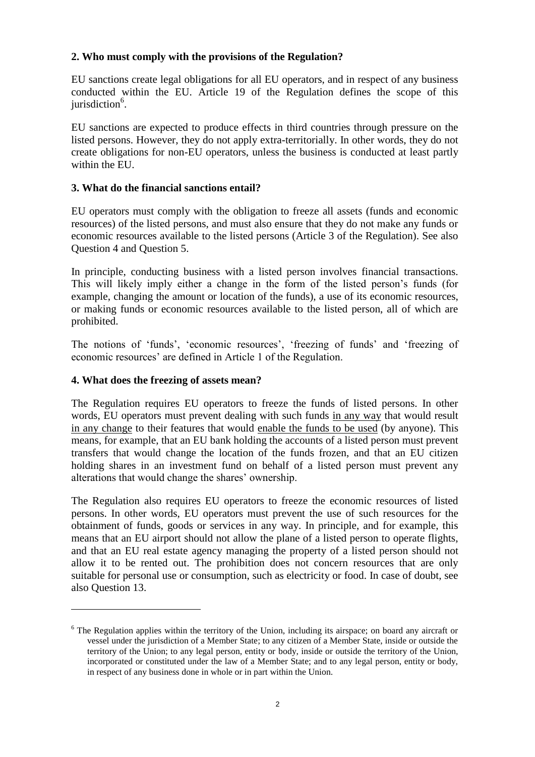## 2. Who must comply with the provisions of the Regulation?

EU sanctions create legal obligations for all EU operators, and in respect of any business conducted within the EU. Article 19 of the Regulation defines the scope of this jurisdiction[6].

EU sanctions are expected to produce effects in third countries through pressure on the listed persons. However, they do not apply extra-territorially. In other words, they do not create obligations for non-EU operators, unless the business is conducted at least partly within the EU.

## 3. What do the financial sanctions entail?

EU operators must comply with the obligation to freeze all assets (funds and economic resources) of the listed persons, and must also ensure that they do not make any funds or economic resources available to the listed persons (Article 3 of the Regulation). See also Question 4 and Question 5.

In principle, conducting business with a listed person involves financial transactions. This will likely imply either a change in the form of the listed person's funds (for example, changing the amount or location of the funds), a use of its economic resources, or making funds or economic resources available to the listed person, all of which are prohibited.

The notions of 'funds', 'economic resources', 'freezing of funds' and 'freezing of economic resources' are defined in Article 1 of the Regulation.

## 4. What does the freezing of assets mean?

The Regulation requires EU operators to freeze the funds of listed persons. In other words, EU operators must prevent dealing with such funds <u>in any way</u> that would result <u>in any change</u> to their features that would <u>enable the funds to be used</u> (by anyone). This means, for example, that an EU bank holding the accounts of a listed person must prevent transfers that would change the location of the funds frozen, and that an EU citizen holding shares in an investment fund on behalf of a listed person must prevent any alterations that would change the shares' ownership.

The Regulation also requires EU operators to freeze the economic resources of listed persons. In other words, EU operators must prevent the use of such resources for the obtainment of funds, goods or services in any way. In principle, and for example, this means that an EU airport should not allow the plane of a listed person to operate flights, and that an EU real estate agency managing the property of a listed person should not allow it to be rented out. The prohibition does not concern resources that are only suitable for personal use or consumption, such as electricity or food. In case of doubt, see also Question 13.

---

[6] The Regulation applies within the territory of the Union, including its airspace; on board any aircraft or vessel under the jurisdiction of a Member State; to any citizen of a Member State, inside or outside the territory of the Union; to any legal person, entity or body, inside or outside the territory of the Union, incorporated or constituted under the law of a Member State; and to any legal person, entity or body, in respect of any business done in whole or in part within the Union.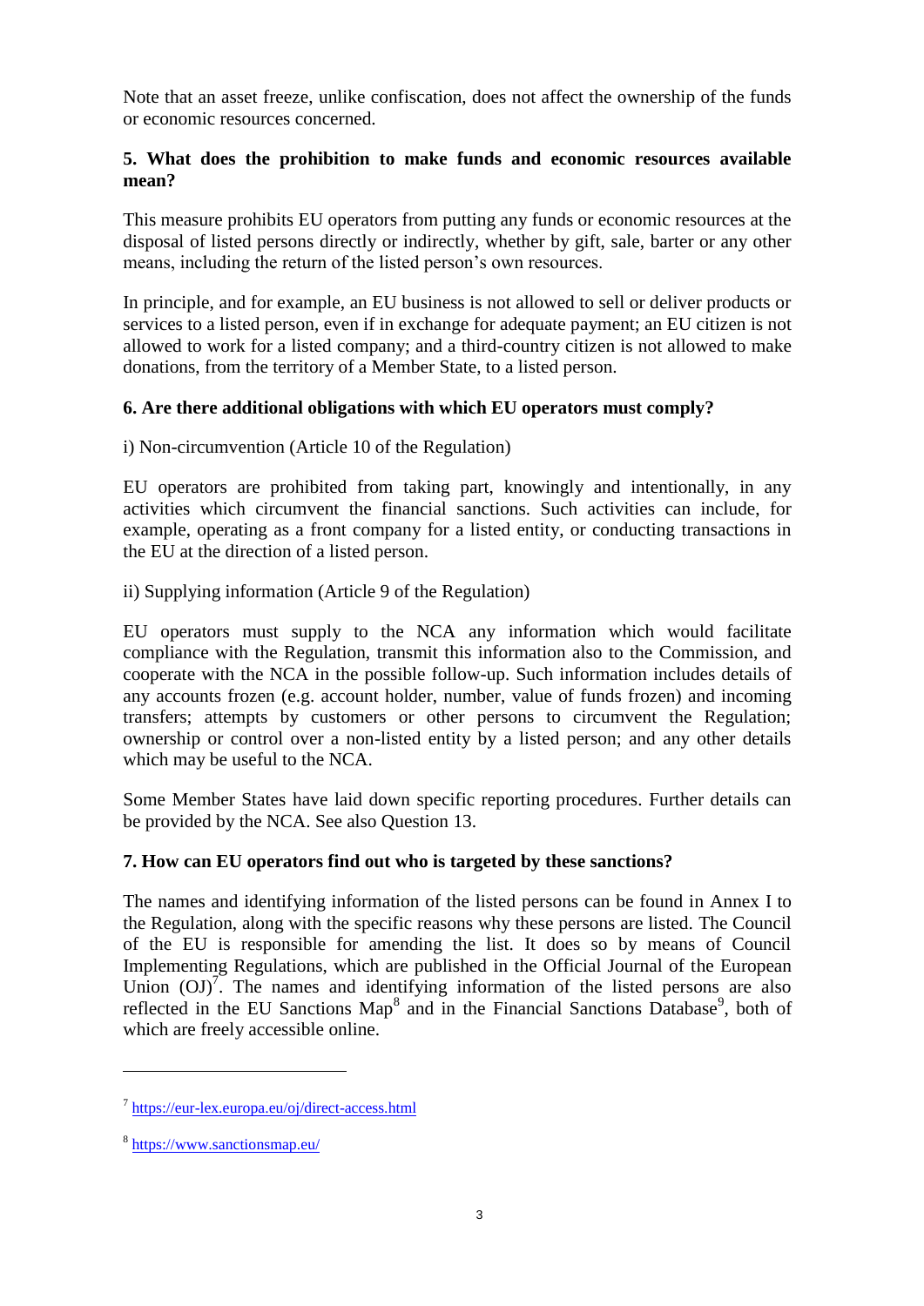Note that an asset freeze, unlike confiscation, does not affect the ownership of the funds or economic resources concerned.

### 5. What does the prohibition to make funds and economic resources available mean?

This measure prohibits EU operators from putting any funds or economic resources at the disposal of listed persons directly or indirectly, whether by gift, sale, barter or any other means, including the return of the listed person's own resources.

In principle, and for example, an EU business is not allowed to sell or deliver products or services to a listed person, even if in exchange for adequate payment; an EU citizen is not allowed to work for a listed company; and a third-country citizen is not allowed to make donations, from the territory of a Member State, to a listed person.

### 6. Are there additional obligations with which EU operators must comply?

i) Non-circumvention (Article 10 of the Regulation)

EU operators are prohibited from taking part, knowingly and intentionally, in any activities which circumvent the financial sanctions. Such activities can include, for example, operating as a front company for a listed entity, or conducting transactions in the EU at the direction of a listed person.

ii) Supplying information (Article 9 of the Regulation)

EU operators must supply to the NCA any information which would facilitate compliance with the Regulation, transmit this information also to the Commission, and cooperate with the NCA in the possible follow-up. Such information includes details of any accounts frozen (e.g. account holder, number, value of funds frozen) and incoming transfers; attempts by customers or other persons to circumvent the Regulation; ownership or control over a non-listed entity by a listed person; and any other details which may be useful to the NCA.

Some Member States have laid down specific reporting procedures. Further details can be provided by the NCA. See also Question 13.

### 7. How can EU operators find out who is targeted by these sanctions?

The names and identifying information of the listed persons can be found in Annex I to the Regulation, along with the specific reasons why these persons are listed. The Council of the EU is responsible for amending the list. It does so by means of Council Implementing Regulations, which are published in the Official Journal of the European Union (OJ)[7]. The names and identifying information of the listed persons are also reflected in the EU Sanctions Map[8] and in the Financial Sanctions Database[9], both of which are freely accessible online.

---

[7] https://eur-lex.europa.eu/oj/direct-access.html

[8] https://www.sanctionsmap.eu/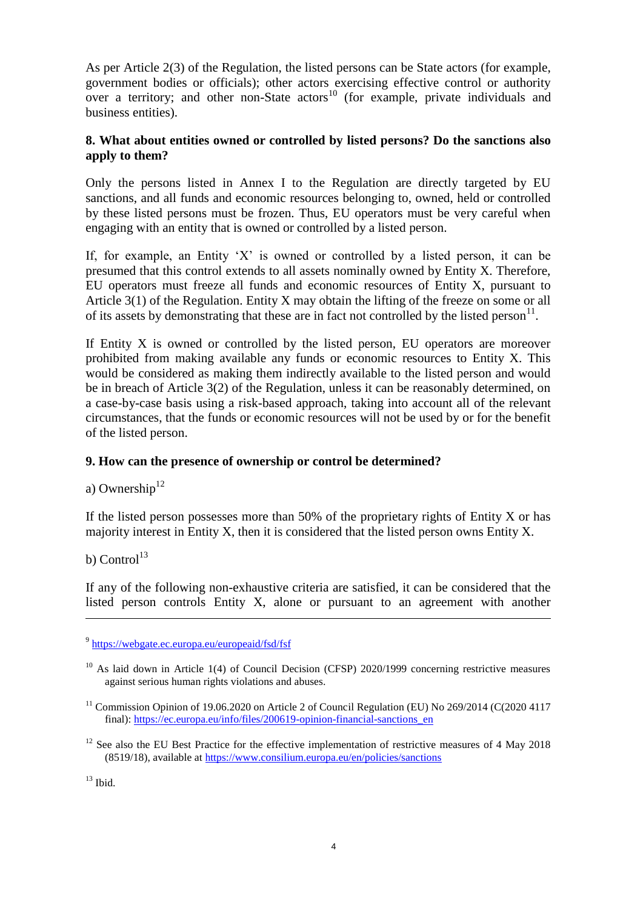As per Article 2(3) of the Regulation, the listed persons can be State actors (for example, government bodies or officials); other actors exercising effective control or authority over a territory; and other non-State actors[10] (for example, private individuals and business entities).

**8. What about entities owned or controlled by listed persons? Do the sanctions also apply to them?**

Only the persons listed in Annex I to the Regulation are directly targeted by EU sanctions, and all funds and economic resources belonging to, owned, held or controlled by these listed persons must be frozen. Thus, EU operators must be very careful when engaging with an entity that is owned or controlled by a listed person.

If, for example, an Entity 'X' is owned or controlled by a listed person, it can be presumed that this control extends to all assets nominally owned by Entity X. Therefore, EU operators must freeze all funds and economic resources of Entity X, pursuant to Article 3(1) of the Regulation. Entity X may obtain the lifting of the freeze on some or all of its assets by demonstrating that these are in fact not controlled by the listed person[11].

If Entity X is owned or controlled by the listed person, EU operators are moreover prohibited from making available any funds or economic resources to Entity X. This would be considered as making them indirectly available to the listed person and would be in breach of Article 3(2) of the Regulation, unless it can be reasonably determined, on a case-by-case basis using a risk-based approach, taking into account all of the relevant circumstances, that the funds or economic resources will not be used by or for the benefit of the listed person.

**9. How can the presence of ownership or control be determined?**

a) Ownership[12]

If the listed person possesses more than 50% of the proprietary rights of Entity X or has majority interest in Entity X, then it is considered that the listed person owns Entity X.

b) Control[13]

If any of the following non-exhaustive criteria are satisfied, it can be considered that the listed person controls Entity X, alone or pursuant to an agreement with another

---

[9] https://webgate.ec.europa.eu/europeaid/fsd/fsf

[10] As laid down in Article 1(4) of Council Decision (CFSP) 2020/1999 concerning restrictive measures against serious human rights violations and abuses.

[11] Commission Opinion of 19.06.2020 on Article 2 of Council Regulation (EU) No 269/2014 (C(2020 4117 final): https://ec.europa.eu/info/files/200619-opinion-financial-sanctions_en

[12] See also the EU Best Practice for the effective implementation of restrictive measures of 4 May 2018 (8519/18), available at https://www.consilium.europa.eu/en/policies/sanctions

[13] Ibid.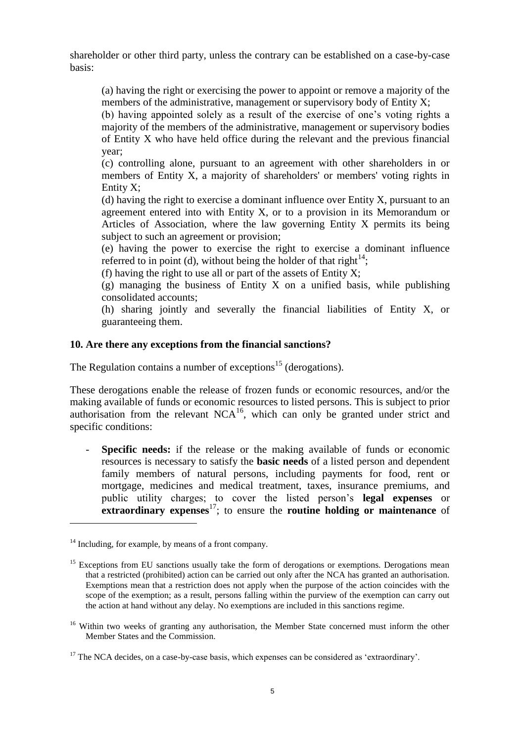shareholder or other third party, unless the contrary can be established on a case-by-case basis:

> (a) having the right or exercising the power to appoint or remove a majority of the members of the administrative, management or supervisory body of Entity X;
>
> (b) having appointed solely as a result of the exercise of one's voting rights a majority of the members of the administrative, management or supervisory bodies of Entity X who have held office during the relevant and the previous financial year;
>
> (c) controlling alone, pursuant to an agreement with other shareholders in or members of Entity X, a majority of shareholders' or members' voting rights in Entity X;
>
> (d) having the right to exercise a dominant influence over Entity X, pursuant to an agreement entered into with Entity X, or to a provision in its Memorandum or Articles of Association, where the law governing Entity X permits its being subject to such an agreement or provision;
>
> (e) having the power to exercise the right to exercise a dominant influence referred to in point (d), without being the holder of that right[14];
>
> (f) having the right to use all or part of the assets of Entity X;
>
> (g) managing the business of Entity X on a unified basis, while publishing consolidated accounts;
>
> (h) sharing jointly and severally the financial liabilities of Entity X, or guaranteeing them.

### 10. Are there any exceptions from the financial sanctions?

The Regulation contains a number of exceptions[15] (derogations).

These derogations enable the release of frozen funds or economic resources, and/or the making available of funds or economic resources to listed persons. This is subject to prior authorisation from the relevant NCA[16], which can only be granted under strict and specific conditions:

- **Specific needs:** if the release or the making available of funds or economic resources is necessary to satisfy the **basic needs** of a listed person and dependent family members of natural persons, including payments for food, rent or mortgage, medicines and medical treatment, taxes, insurance premiums, and public utility charges; to cover the listed person's **legal expenses** or **extraordinary expenses**[17]; to ensure the **routine holding or maintenance** of

---

[14] Including, for example, by means of a front company.

[15] Exceptions from EU sanctions usually take the form of derogations or exemptions. Derogations mean that a restricted (prohibited) action can be carried out only after the NCA has granted an authorisation. Exemptions mean that a restriction does not apply when the purpose of the action coincides with the scope of the exemption; as a result, persons falling within the purview of the exemption can carry out the action at hand without any delay. No exemptions are included in this sanctions regime.

[16] Within two weeks of granting any authorisation, the Member State concerned must inform the other Member States and the Commission.

[17] The NCA decides, on a case-by-case basis, which expenses can be considered as 'extraordinary'.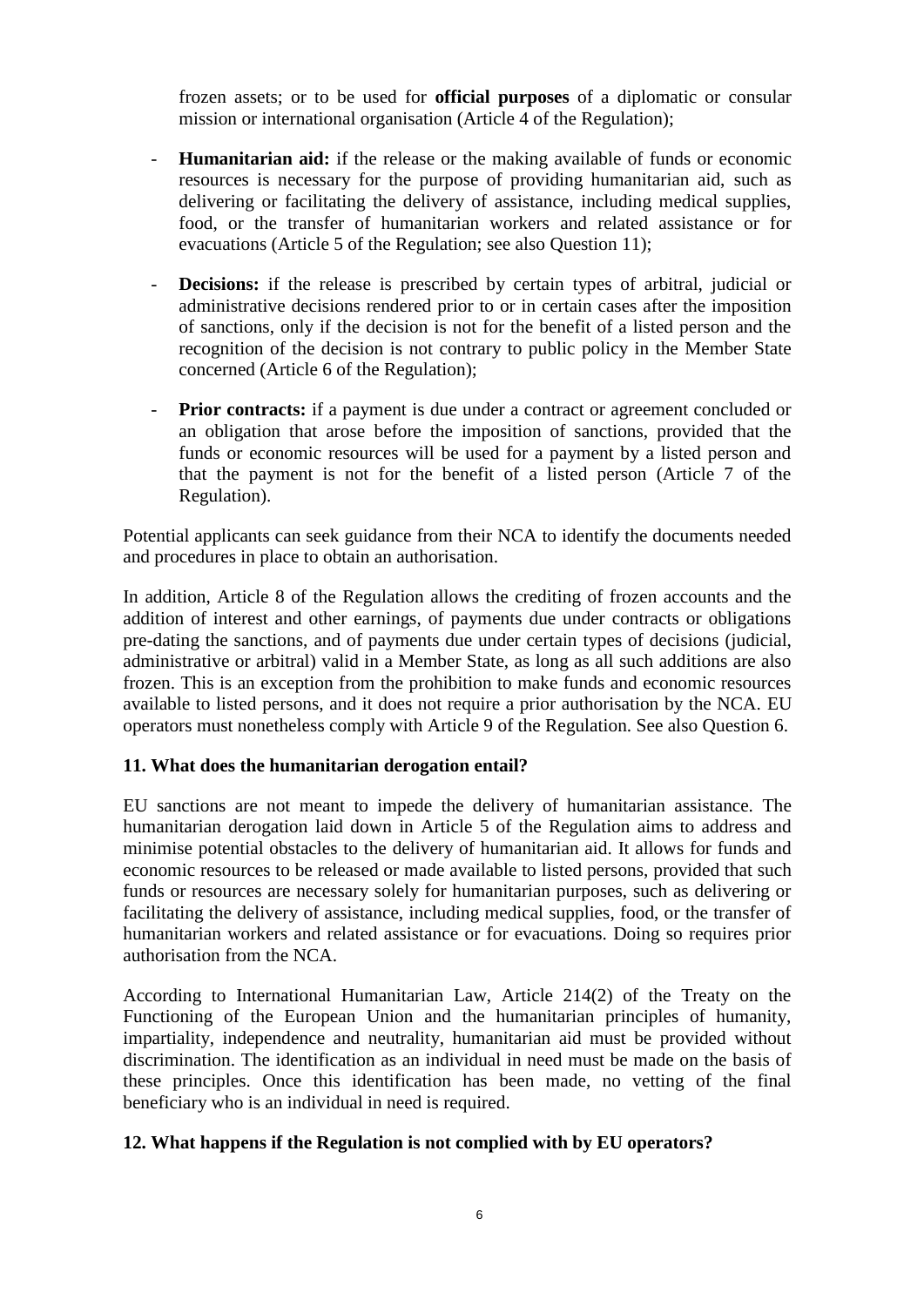frozen assets; or to be used for **official purposes** of a diplomatic or consular mission or international organisation (Article 4 of the Regulation);

- **Humanitarian aid:** if the release or the making available of funds or economic resources is necessary for the purpose of providing humanitarian aid, such as delivering or facilitating the delivery of assistance, including medical supplies, food, or the transfer of humanitarian workers and related assistance or for evacuations (Article 5 of the Regulation; see also Question 11);
- **Decisions:** if the release is prescribed by certain types of arbitral, judicial or administrative decisions rendered prior to or in certain cases after the imposition of sanctions, only if the decision is not for the benefit of a listed person and the recognition of the decision is not contrary to public policy in the Member State concerned (Article 6 of the Regulation);
- **Prior contracts:** if a payment is due under a contract or agreement concluded or an obligation that arose before the imposition of sanctions, provided that the funds or economic resources will be used for a payment by a listed person and that the payment is not for the benefit of a listed person (Article 7 of the Regulation).

Potential applicants can seek guidance from their NCA to identify the documents needed and procedures in place to obtain an authorisation.

In addition, Article 8 of the Regulation allows the crediting of frozen accounts and the addition of interest and other earnings, of payments due under contracts or obligations pre-dating the sanctions, and of payments due under certain types of decisions (judicial, administrative or arbitral) valid in a Member State, as long as all such additions are also frozen. This is an exception from the prohibition to make funds and economic resources available to listed persons, and it does not require a prior authorisation by the NCA. EU operators must nonetheless comply with Article 9 of the Regulation. See also Question 6.

### 11. What does the humanitarian derogation entail?

EU sanctions are not meant to impede the delivery of humanitarian assistance. The humanitarian derogation laid down in Article 5 of the Regulation aims to address and minimise potential obstacles to the delivery of humanitarian aid. It allows for funds and economic resources to be released or made available to listed persons, provided that such funds or resources are necessary solely for humanitarian purposes, such as delivering or facilitating the delivery of assistance, including medical supplies, food, or the transfer of humanitarian workers and related assistance or for evacuations. Doing so requires prior authorisation from the NCA.

According to International Humanitarian Law, Article 214(2) of the Treaty on the Functioning of the European Union and the humanitarian principles of humanity, impartiality, independence and neutrality, humanitarian aid must be provided without discrimination. The identification as an individual in need must be made on the basis of these principles. Once this identification has been made, no vetting of the final beneficiary who is an individual in need is required.

### 12. What happens if the Regulation is not complied with by EU operators?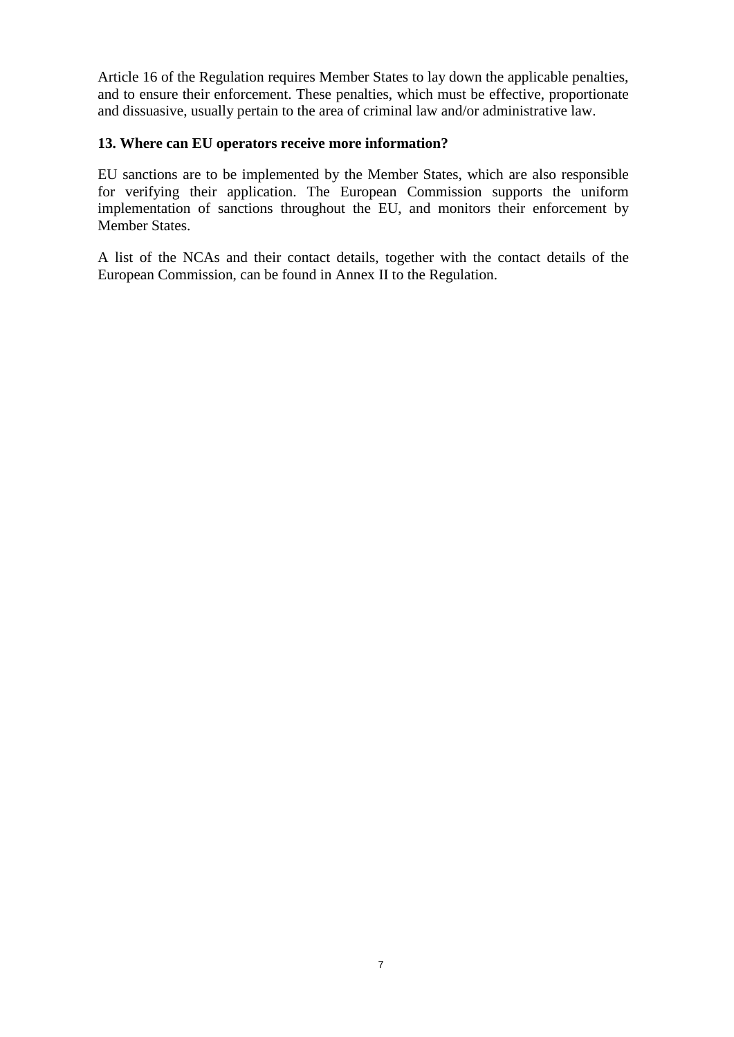Article 16 of the Regulation requires Member States to lay down the applicable penalties, and to ensure their enforcement. These penalties, which must be effective, proportionate and dissuasive, usually pertain to the area of criminal law and/or administrative law.

## 13. Where can EU operators receive more information?

EU sanctions are to be implemented by the Member States, which are also responsible for verifying their application. The European Commission supports the uniform implementation of sanctions throughout the EU, and monitors their enforcement by Member States.

A list of the NCAs and their contact details, together with the contact details of the European Commission, can be found in Annex II to the Regulation.